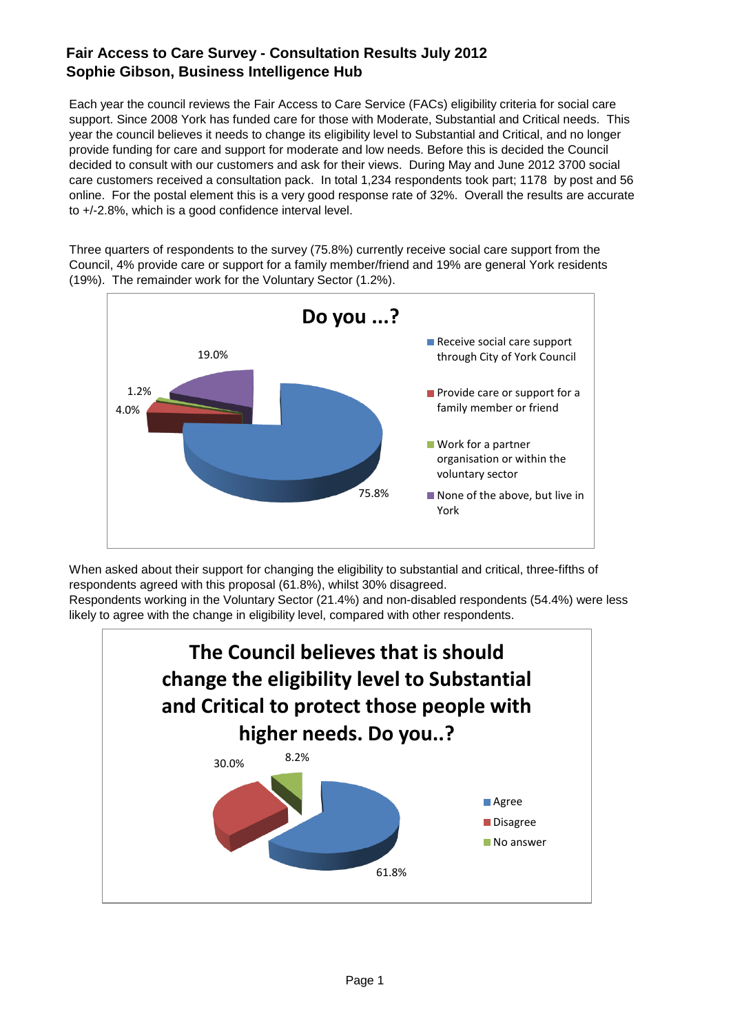# Fair Access to Care Survey - Consultation Results July 2012
## Sophie Gibson, Business Intelligence Hub

Each year the council reviews the Fair Access to Care Service (FACs) eligibility criteria for social care support. Since 2008 York has funded care for those with Moderate, Substantial and Critical needs. This year the council believes it needs to change its eligibility level to Substantial and Critical, and no longer provide funding for care and support for moderate and low needs. Before this is decided the Council decided to consult with our customers and ask for their views. During May and June 2012 3700 social care customers received a consultation pack. In total 1,234 respondents took part; 1178 by post and 56 online. For the postal element this is a very good response rate of 32%. Overall the results are accurate to +/-2.8%, which is a good confidence interval level.

Three quarters of respondents to the survey (75.8%) currently receive social care support from the Council, 4% provide care or support for a family member/friend and 19% are general York residents (19%). The remainder work for the Voluntary Sector (1.2%).

**Do you ...?**

| Response | % |
|---|---|
| Receive social care support through City of York Council | 75.8% |
| Provide care or support for a family member or friend | 4.0% |
| Work for a partner organisation or within the voluntary sector | 1.2% |
| None of the above, but live in York | 19.0% |

When asked about their support for changing the eligibility to substantial and critical, three-fifths of respondents agreed with this proposal (61.8%), whilst 30% disagreed.
Respondents working in the Voluntary Sector (21.4%) and non-disabled respondents (54.4%) were less likely to agree with the change in eligibility level, compared with other respondents.

**The Council believes that is should change the eligibility level to Substantial and Critical to protect those people with higher needs. Do you..?**

| Response | % |
|---|---|
| Agree | 61.8% |
| Disagree | 30.0% |
| No answer | 8.2% |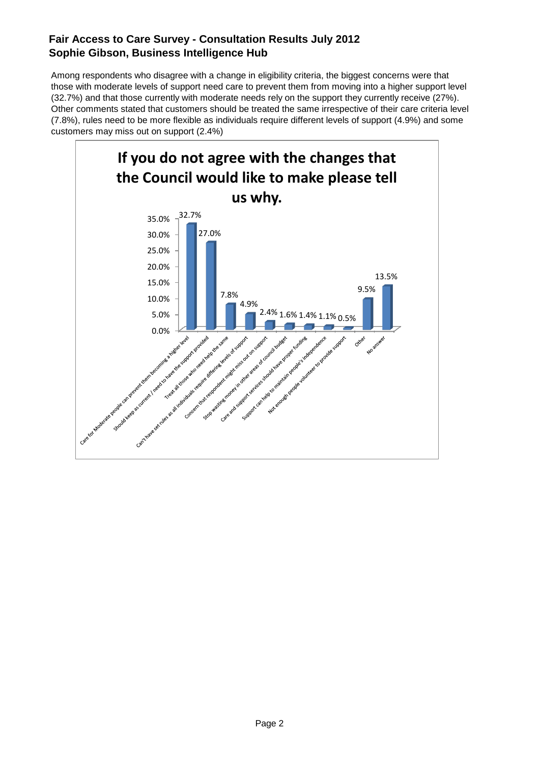**Fair Access to Care Survey - Consultation Results July 2012**
**Sophie Gibson, Business Intelligence Hub**

Among respondents who disagree with a change in eligibility criteria, the biggest concerns were that those with moderate levels of support need care to prevent them from moving into a higher support level (32.7%) and that those currently with moderate needs rely on the support they currently receive (27%). Other comments stated that customers should be treated the same irrespective of their care criteria level (7.8%), rules need to be more flexible as individuals require different levels of support (4.9%) and some customers may miss out on support (2.4%)

**If you do not agree with the changes that the Council would like to make please tell us why.**

| Response | Percentage |
| --- | --- |
| Care for Moderate people can prevent them becoming a higher level | 32.7% |
| Should keep as current / need to have the support provided | 27.0% |
| Treat all those who need help the same | 7.8% |
| Can't have set rules as all individuals require differing levels of support | 4.9% |
| Concern that respondent might miss out on support | 2.4% |
| Stop wasting money in other areas of council budget | 1.6% |
| Care and support services should have proper funding | 1.4% |
| Support can help to maintain people's independence | 1.1% |
| Not enough people volunteer to provide support | 0.5% |
| Other | 9.5% |
| No answer | 13.5% |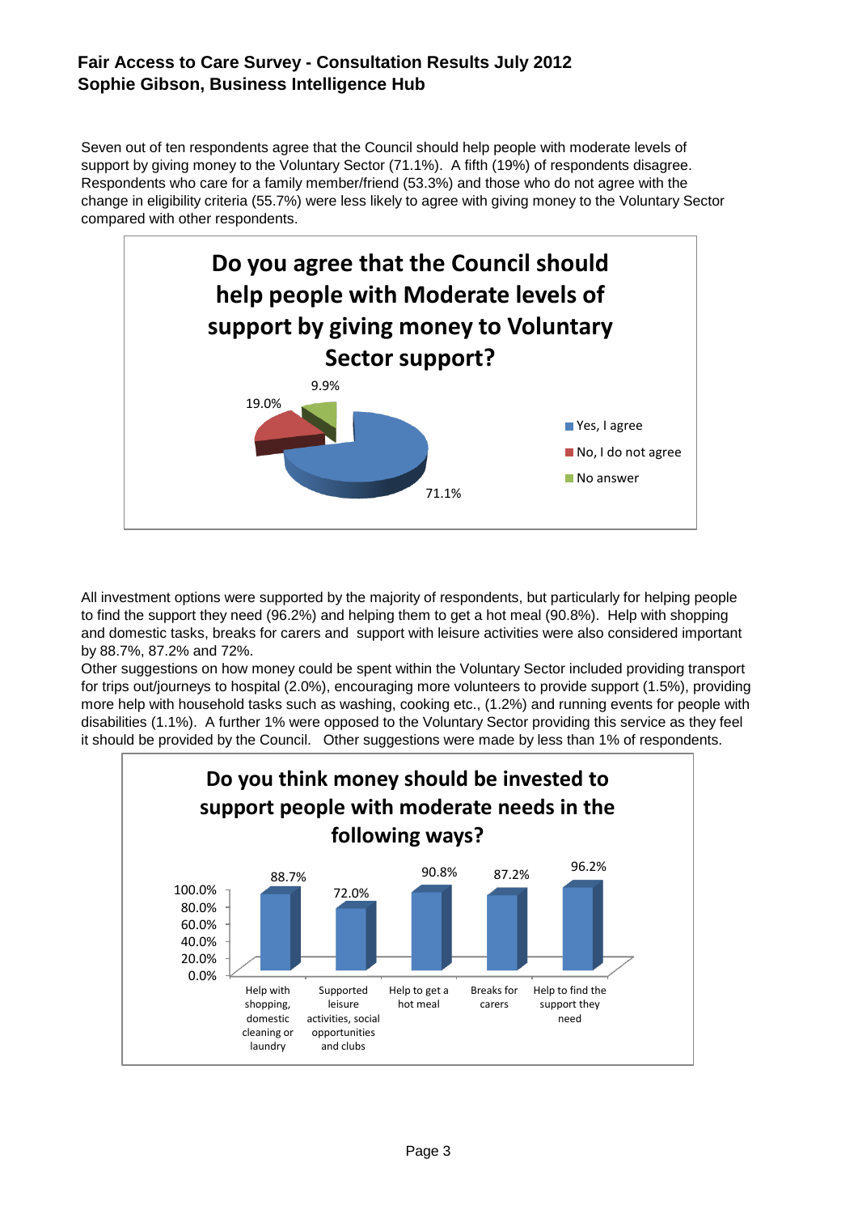Seven out of ten respondents agree that the Council should help people with moderate levels of support by giving money to the Voluntary Sector (71.1%). A fifth (19%) of respondents disagree. Respondents who care for a family member/friend (53.3%) and those who do not agree with the change in eligibility criteria (55.7%) were less likely to agree with giving money to the Voluntary Sector compared with other respondents.

**Do you agree that the Council should help people with Moderate levels of support by giving money to Voluntary Sector support?**

| Response | Percentage |
|---|---|
| Yes, I agree | 71.1% |
| No, I do not agree | 19.0% |
| No answer | 9.9% |

All investment options were supported by the majority of respondents, but particularly for helping people to find the support they need (96.2%) and helping them to get a hot meal (90.8%). Help with shopping and domestic tasks, breaks for carers and support with leisure activities were also considered important by 88.7%, 87.2% and 72%.

Other suggestions on how money could be spent within the Voluntary Sector included providing transport for trips out/journeys to hospital (2.0%), encouraging more volunteers to provide support (1.5%), providing more help with household tasks such as washing, cooking etc., (1.2%) and running events for people with disabilities (1.1%). A further 1% were opposed to the Voluntary Sector providing this service as they feel it should be provided by the Council. Other suggestions were made by less than 1% of respondents.

**Do you think money should be invested to support people with moderate needs in the following ways?**

| Option | Percentage |
|---|---|
| Help with shopping, domestic cleaning or laundry | 88.7% |
| Supported leisure activities, social opportunities and clubs | 72.0% |
| Help to get a hot meal | 90.8% |
| Breaks for carers | 87.2% |
| Help to find the support they need | 96.2% |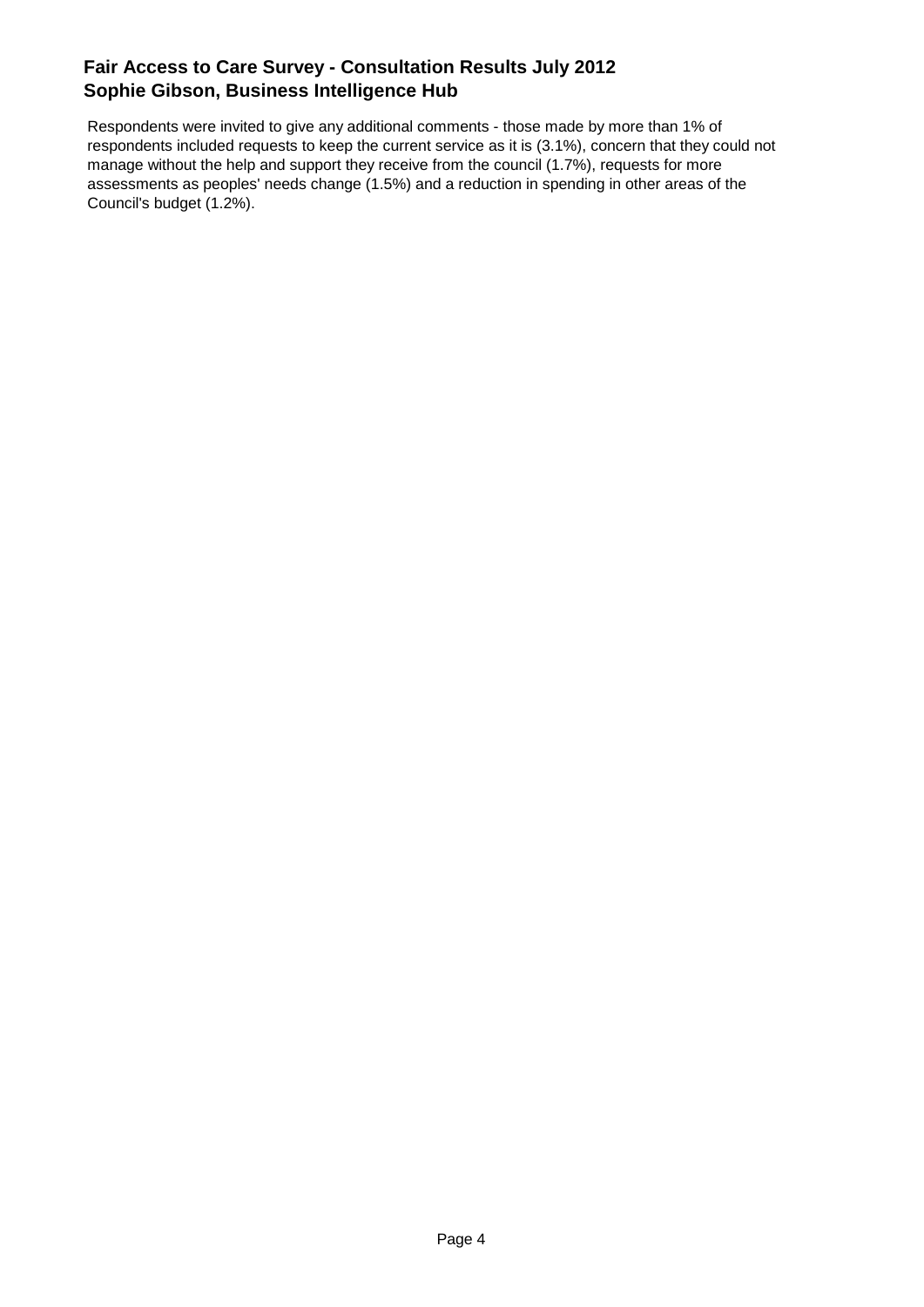Respondents were invited to give any additional comments - those made by more than 1% of respondents included requests to keep the current service as it is (3.1%), concern that they could not manage without the help and support they receive from the council (1.7%), requests for more assessments as peoples' needs change (1.5%) and a reduction in spending in other areas of the Council's budget (1.2%).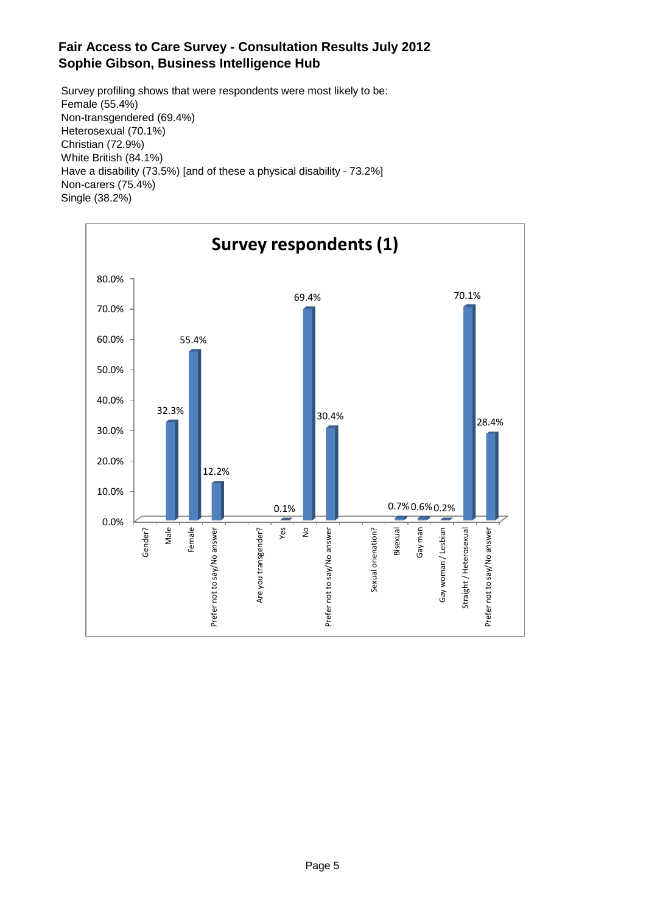## Fair Access to Care Survey - Consultation Results July 2012
## Sophie Gibson, Business Intelligence Hub

Survey profiling shows that were respondents were most likely to be:
Female (55.4%)
Non-transgendered (69.4%)
Heterosexual (70.1%)
Christian (72.9%)
White British (84.1%)
Have a disability (73.5%) [and of these a physical disability - 73.2%]
Non-carers (75.4%)
Single (38.2%)

**Survey respondents (1)**

| Question | Response | Percentage |
|---|---|---|
| Gender? | Male | 32.3% |
| | Female | 55.4% |
| | Prefer not to say/No answer | 12.2% |
| Are you transgender? | Yes | 0.1% |
| | No | 69.4% |
| | Prefer not to say/No answer | 30.4% |
| Sexual orienation? | Bisexual | 0.7% |
| | Gay man | 0.6% |
| | Gay woman / Lesbian | 0.2% |
| | Straight / Heterosexual | 70.1% |
| | Prefer not to say/No answer | 28.4% |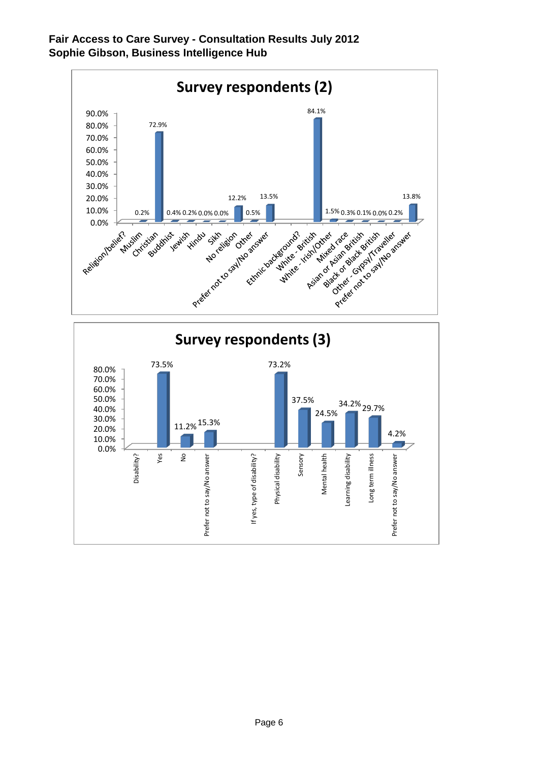**Fair Access to Care Survey - Consultation Results July 2012**
**Sophie Gibson, Business Intelligence Hub**

## Survey respondents (2)

| Religion/belief? | |
|---|---|
| Muslim | 0.2% |
| Christian | 72.9% |
| Buddhist | 0.4% |
| Jewish | 0.2% |
| Hindu | 0.0% |
| Sikh | 0.0% |
| No religion | 12.2% |
| Other | 0.5% |
| Prefer not to say/No answer | 13.5% |

| Ethnic background? | |
|---|---|
| White - British | 84.1% |
| White - Irish/Other | 1.5% |
| Mixed race | 0.3% |
| Asian or Asian British | 0.1% |
| Black or Black British | 0.0% |
| Other - Gypsy/Traveller | 0.2% |
| Prefer not to say/No answer | 13.8% |

## Survey respondents (3)

| Disability? | |
|---|---|
| Yes | 73.5% |
| No | 11.2% |
| Prefer not to say/No answer | 15.3% |

| If yes, type of disability? | |
|---|---|
| Physical disability | 73.2% |
| Sensory | 37.5% |
| Mental health | 24.5% |
| Learning disability | 34.2% |
| Long term illness | 29.7% |
| Prefer not to say/No answer | 4.2% |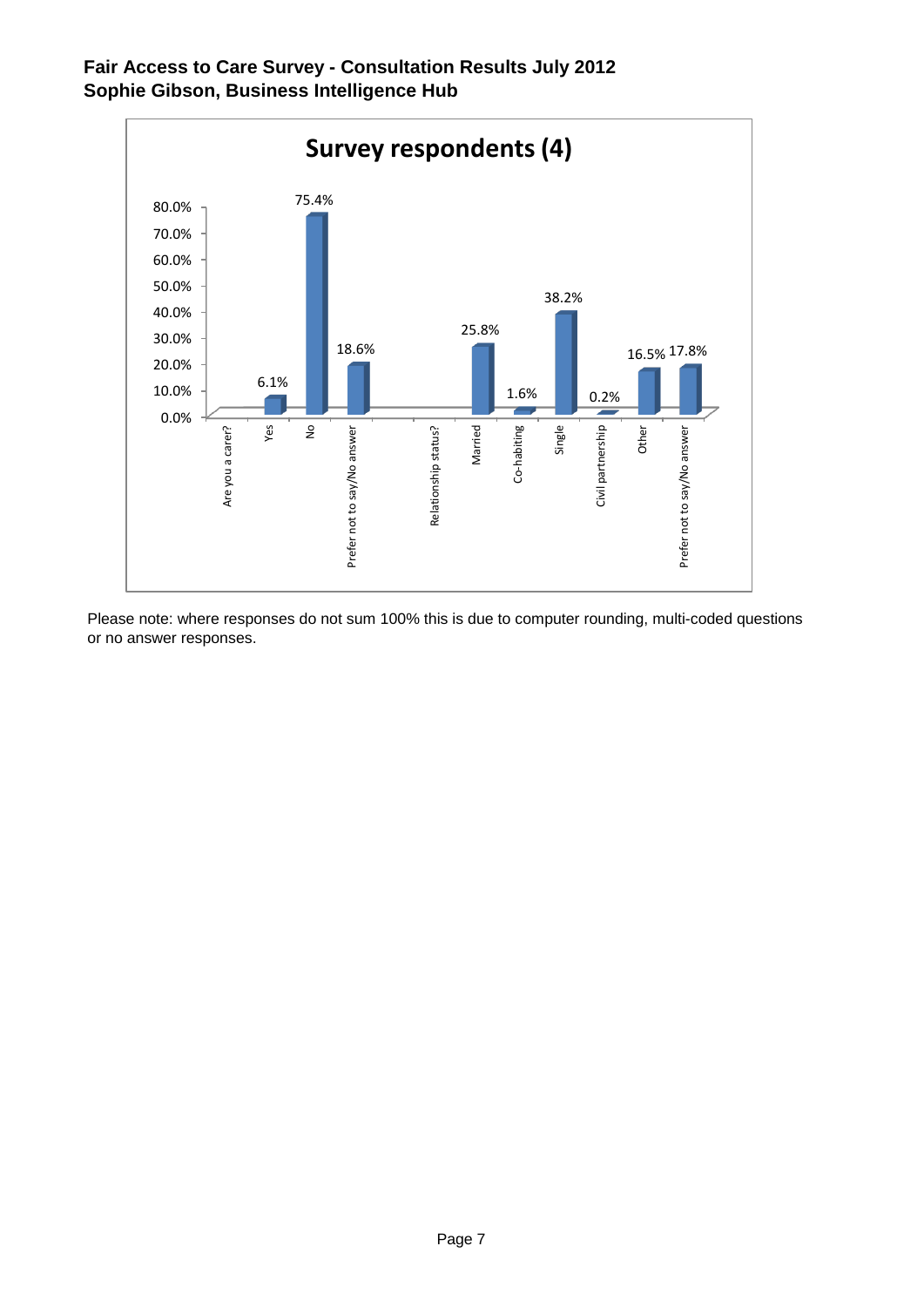**Fair Access to Care Survey - Consultation Results July 2012**
**Sophie Gibson, Business Intelligence Hub**

Survey respondents (4)

80.0%
70.0%
60.0%
50.0%
40.0%
30.0%
20.0%
10.0%
0.0%

Are you a carer?
Yes 6.1%
No 75.4%
Prefer not to say/No answer 18.6%

Relationship status?
Married 25.8%
Co-habiting 1.6%
Single 38.2%
Civil partnership 0.2%
Other 16.5%
Prefer not to say/No answer 17.8%

Please note: where responses do not sum 100% this is due to computer rounding, multi-coded questions or no answer responses.